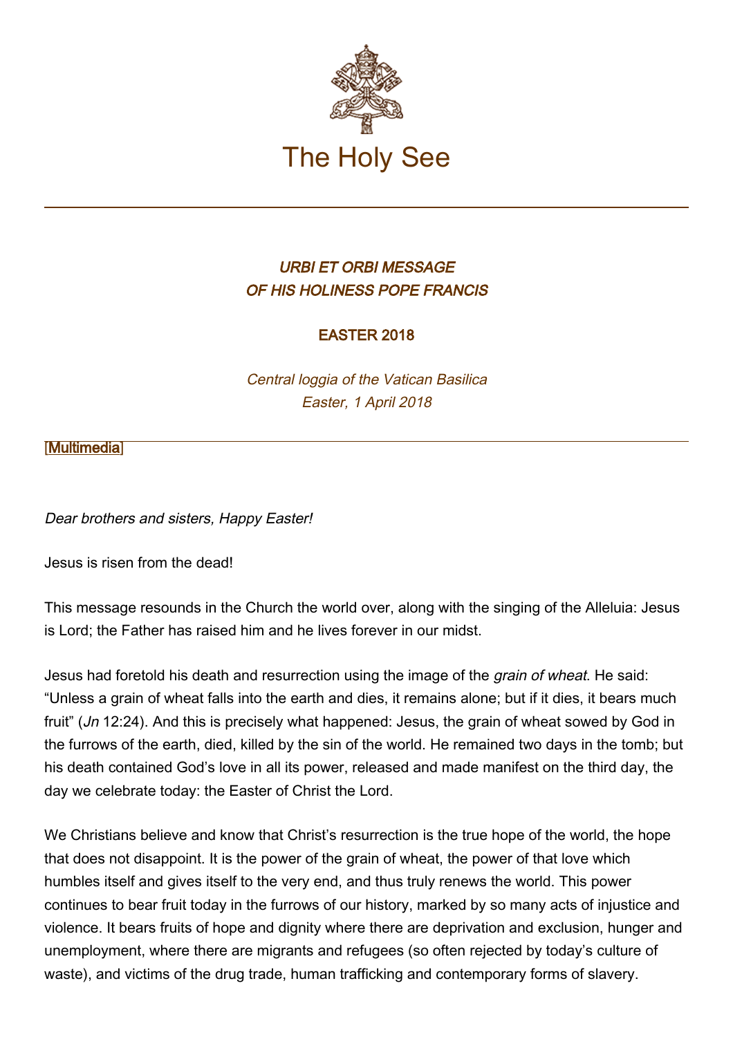The Holy See

### *URBI ET ORBI MESSAGE OF HIS HOLINESS POPE FRANCIS*

### EASTER 2018

*Central loggia of the Vatican Basilica*
*Easter, 1 April 2018*

[Multimedia]

*Dear brothers and sisters, Happy Easter!*

Jesus is risen from the dead!

This message resounds in the Church the world over, along with the singing of the Alleluia: Jesus is Lord; the Father has raised him and he lives forever in our midst.

Jesus had foretold his death and resurrection using the image of the *grain of wheat*. He said: “Unless a grain of wheat falls into the earth and dies, it remains alone; but if it dies, it bears much fruit” (*Jn* 12:24). And this is precisely what happened: Jesus, the grain of wheat sowed by God in the furrows of the earth, died, killed by the sin of the world. He remained two days in the tomb; but his death contained God’s love in all its power, released and made manifest on the third day, the day we celebrate today: the Easter of Christ the Lord.

We Christians believe and know that Christ’s resurrection is the true hope of the world, the hope that does not disappoint. It is the power of the grain of wheat, the power of that love which humbles itself and gives itself to the very end, and thus truly renews the world. This power continues to bear fruit today in the furrows of our history, marked by so many acts of injustice and violence. It bears fruits of hope and dignity where there are deprivation and exclusion, hunger and unemployment, where there are migrants and refugees (so often rejected by today’s culture of waste), and victims of the drug trade, human trafficking and contemporary forms of slavery.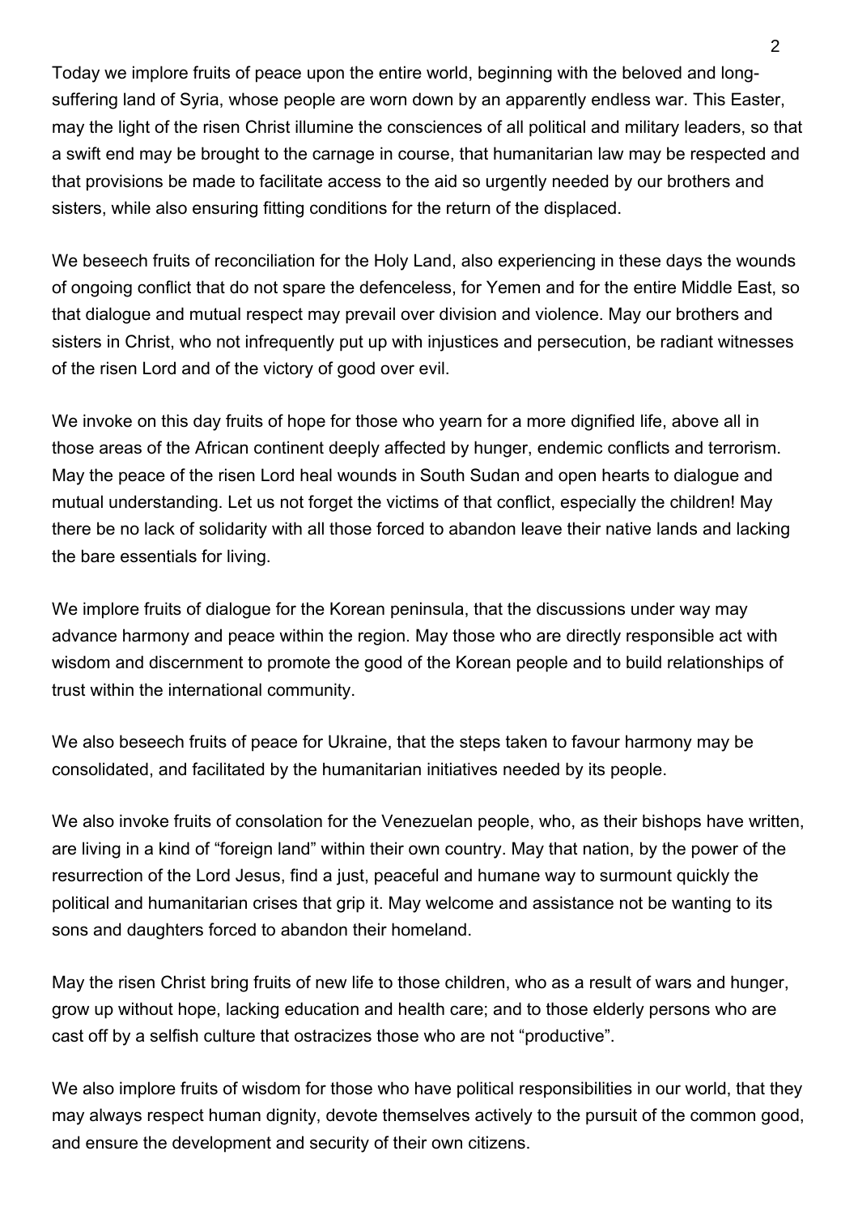Today we implore fruits of peace upon the entire world, beginning with the beloved and long-suffering land of Syria, whose people are worn down by an apparently endless war. This Easter, may the light of the risen Christ illumine the consciences of all political and military leaders, so that a swift end may be brought to the carnage in course, that humanitarian law may be respected and that provisions be made to facilitate access to the aid so urgently needed by our brothers and sisters, while also ensuring fitting conditions for the return of the displaced.

We beseech fruits of reconciliation for the Holy Land, also experiencing in these days the wounds of ongoing conflict that do not spare the defenceless, for Yemen and for the entire Middle East, so that dialogue and mutual respect may prevail over division and violence. May our brothers and sisters in Christ, who not infrequently put up with injustices and persecution, be radiant witnesses of the risen Lord and of the victory of good over evil.

We invoke on this day fruits of hope for those who yearn for a more dignified life, above all in those areas of the African continent deeply affected by hunger, endemic conflicts and terrorism. May the peace of the risen Lord heal wounds in South Sudan and open hearts to dialogue and mutual understanding. Let us not forget the victims of that conflict, especially the children! May there be no lack of solidarity with all those forced to abandon leave their native lands and lacking the bare essentials for living.

We implore fruits of dialogue for the Korean peninsula, that the discussions under way may advance harmony and peace within the region. May those who are directly responsible act with wisdom and discernment to promote the good of the Korean people and to build relationships of trust within the international community.

We also beseech fruits of peace for Ukraine, that the steps taken to favour harmony may be consolidated, and facilitated by the humanitarian initiatives needed by its people.

We also invoke fruits of consolation for the Venezuelan people, who, as their bishops have written, are living in a kind of "foreign land" within their own country. May that nation, by the power of the resurrection of the Lord Jesus, find a just, peaceful and humane way to surmount quickly the political and humanitarian crises that grip it. May welcome and assistance not be wanting to its sons and daughters forced to abandon their homeland.

May the risen Christ bring fruits of new life to those children, who as a result of wars and hunger, grow up without hope, lacking education and health care; and to those elderly persons who are cast off by a selfish culture that ostracizes those who are not "productive".

We also implore fruits of wisdom for those who have political responsibilities in our world, that they may always respect human dignity, devote themselves actively to the pursuit of the common good, and ensure the development and security of their own citizens.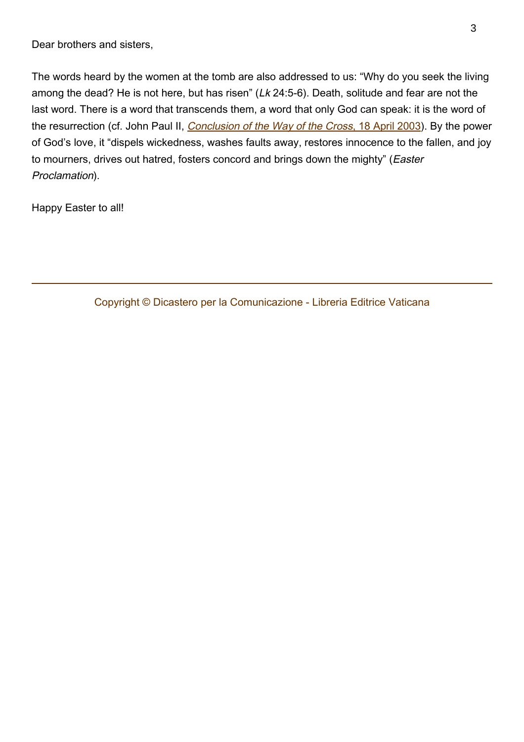Dear brothers and sisters,

The words heard by the women at the tomb are also addressed to us: “Why do you seek the living among the dead? He is not here, but has risen” (*Lk* 24:5-6). Death, solitude and fear are not the last word. There is a word that transcends them, a word that only God can speak: it is the word of the resurrection (cf. John Paul II, *Conclusion of the Way of the Cross*, 18 April 2003). By the power of God’s love, it “dispels wickedness, washes faults away, restores innocence to the fallen, and joy to mourners, drives out hatred, fosters concord and brings down the mighty” (*Easter Proclamation*).

Happy Easter to all!

---

Copyright © Dicastero per la Comunicazione - Libreria Editrice Vaticana